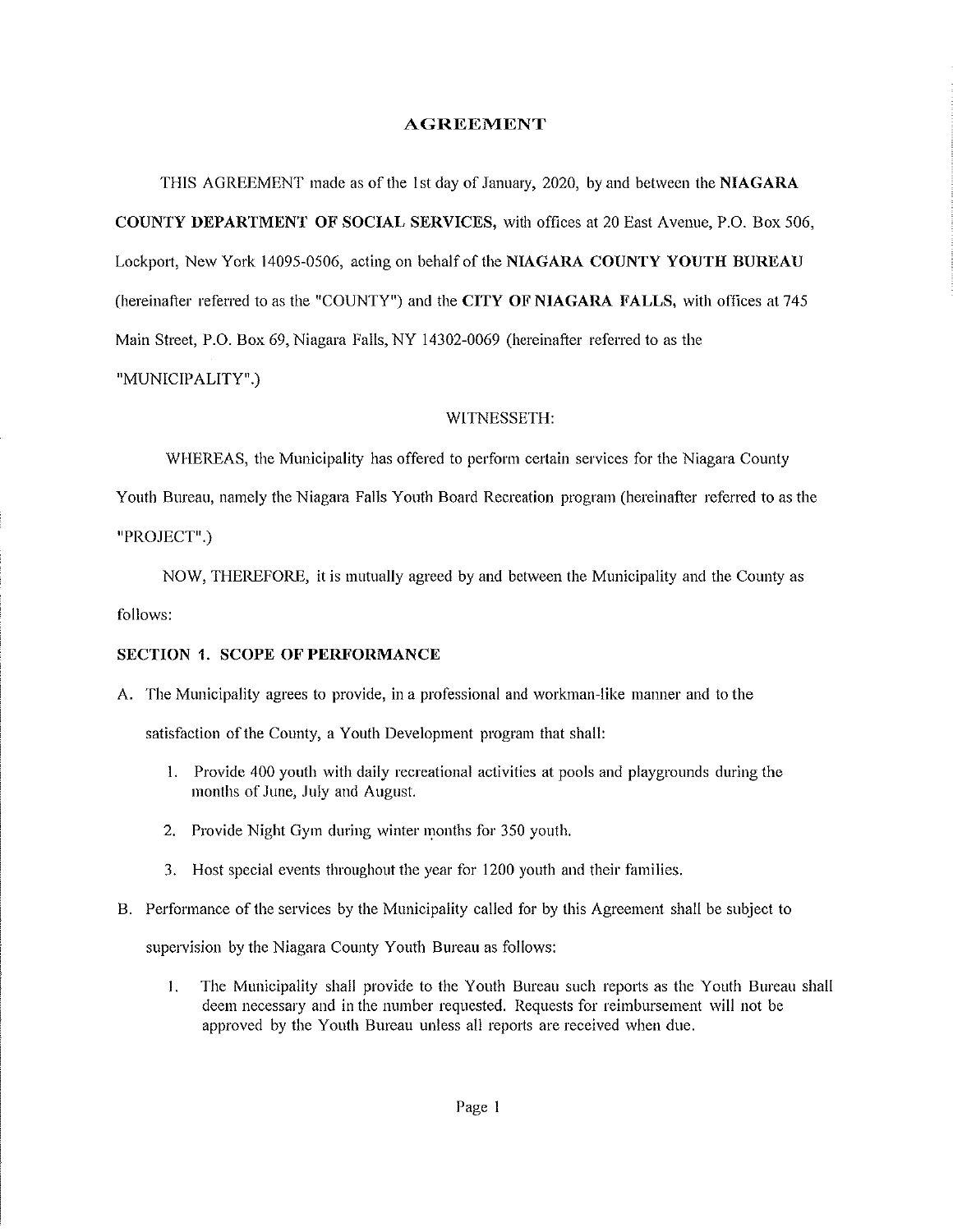# AGREEMENT

THIS AGREEMENT made as of the 1st day of January, 2020, by and between the **NIAGARA COUNTY DEPARTMENT OF SOCIAL SERVICES,** with offices at 20 East Avenue, P.O. Box 506, Lockport, New York 14095-0506, acting on behalf of the **NIAGARA COUNTY YOUTH BUREAU** (hereinafter referred to as the "COUNTY") and the **CITY OF NIAGARA FALLS,** with offices at 745 Main Street, P.O. Box 69, Niagara Falls, NY 14302-0069 (hereinafter referred to as the "MUNICIPALITY".)

WITNESSETH:

WHEREAS, the Municipality has offered to perform certain services for the Niagara County Youth Bureau, namely the Niagara Falls Youth Board Recreation program (hereinafter referred to as the "PROJECT".)

NOW, THEREFORE, it is mutually agreed by and between the Municipality and the County as follows:

**SECTION 1. SCOPE OF PERFORMANCE**

A. The Municipality agrees to provide, in a professional and workman-like manner and to the satisfaction of the County, a Youth Development program that shall:

   1. Provide 400 youth with daily recreational activities at pools and playgrounds during the months of June, July and August.

   2. Provide Night Gym during winter months for 350 youth.

   3. Host special events throughout the year for 1200 youth and their families.

B. Performance of the services by the Municipality called for by this Agreement shall be subject to supervision by the Niagara County Youth Bureau as follows:

   1. The Municipality shall provide to the Youth Bureau such reports as the Youth Bureau shall deem necessary and in the number requested. Requests for reimbursement will not be approved by the Youth Bureau unless all reports are received when due.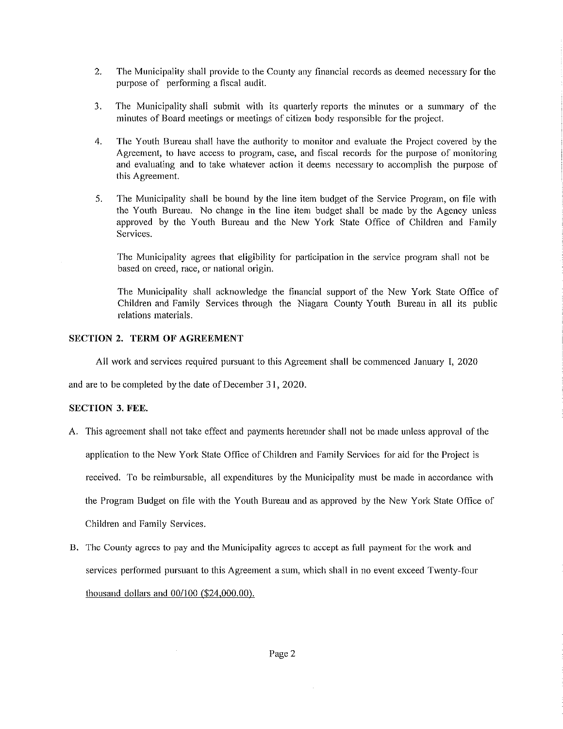2. The Municipality shall provide to the County any financial records as deemed necessary for the purpose of performing a fiscal audit.

3. The Municipality shall submit with its quarterly reports the minutes or a summary of the minutes of Board meetings or meetings of citizen body responsible for the project.

4. The Youth Bureau shall have the authority to monitor and evaluate the Project covered by the Agreement, to have access to program, case, and fiscal records for the purpose of monitoring and evaluating and to take whatever action it deems necessary to accomplish the purpose of this Agreement.

5. The Municipality shall be bound by the line item budget of the Service Program, on file with the Youth Bureau. No change in the line item budget shall be made by the Agency unless approved by the Youth Bureau and the New York State Office of Children and Family Services.

   The Municipality agrees that eligibility for participation in the service program shall not be based on creed, race, or national origin.

   The Municipality shall acknowledge the financial support of the New York State Office of Children and Family Services through the Niagara County Youth Bureau in all its public relations materials.

**SECTION 2. TERM OF AGREEMENT**

All work and services required pursuant to this Agreement shall be commenced January 1, 2020 and are to be completed by the date of December 31, 2020.

**SECTION 3. FEE.**

A. This agreement shall not take effect and payments hereunder shall not be made unless approval of the application to the New York State Office of Children and Family Services for aid for the Project is received. To be reimbursable, all expenditures by the Municipality must be made in accordance with the Program Budget on file with the Youth Bureau and as approved by the New York State Office of Children and Family Services.

B. The County agrees to pay and the Municipality agrees to accept as full payment for the work and services performed pursuant to this Agreement a sum, which shall in no event exceed Twenty-four thousand dollars and 00/100 ($24,000.00).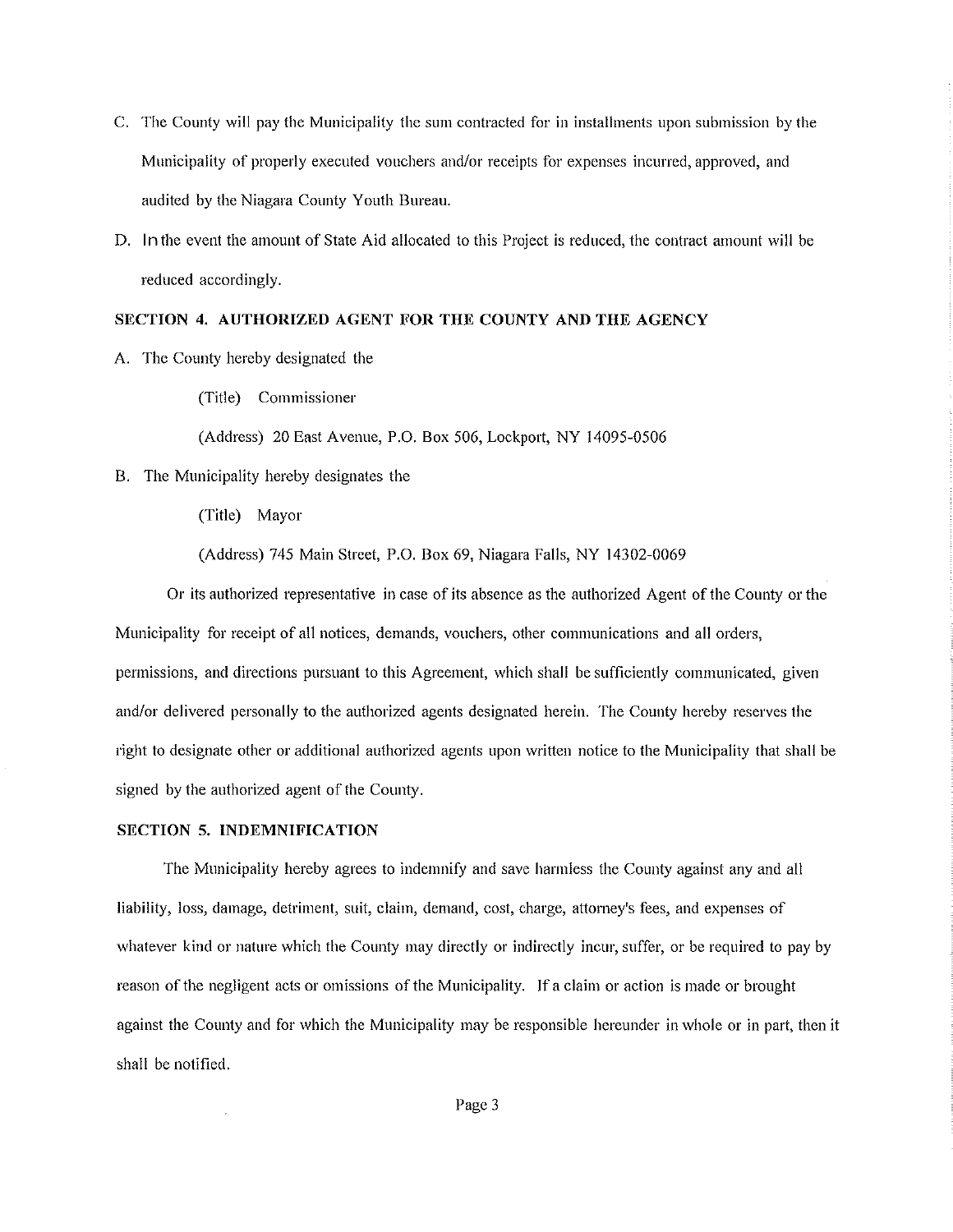C. The County will pay the Municipality the sum contracted for in installments upon submission by the Municipality of properly executed vouchers and/or receipts for expenses incurred, approved, and audited by the Niagara County Youth Bureau.

D. In the event the amount of State Aid allocated to this Project is reduced, the contract amount will be reduced accordingly.

**SECTION 4. AUTHORIZED AGENT FOR THE COUNTY AND THE AGENCY**

A. The County hereby designated the

(Title) Commissioner

(Address) 20 East Avenue, P.O. Box 506, Lockport, NY 14095-0506

B. The Municipality hereby designates the

(Title) Mayor

(Address) 745 Main Street, P.O. Box 69, Niagara Falls, NY 14302-0069

Or its authorized representative in case of its absence as the authorized Agent of the County or the Municipality for receipt of all notices, demands, vouchers, other communications and all orders, permissions, and directions pursuant to this Agreement, which shall be sufficiently communicated, given and/or delivered personally to the authorized agents designated herein. The County hereby reserves the right to designate other or additional authorized agents upon written notice to the Municipality that shall be signed by the authorized agent of the County.

**SECTION 5. INDEMNIFICATION**

The Municipality hereby agrees to indemnify and save harmless the County against any and all liability, loss, damage, detriment, suit, claim, demand, cost, charge, attorney's fees, and expenses of whatever kind or nature which the County may directly or indirectly incur, suffer, or be required to pay by reason of the negligent acts or omissions of the Municipality. If a claim or action is made or brought against the County and for which the Municipality may be responsible hereunder in whole or in part, then it shall be notified.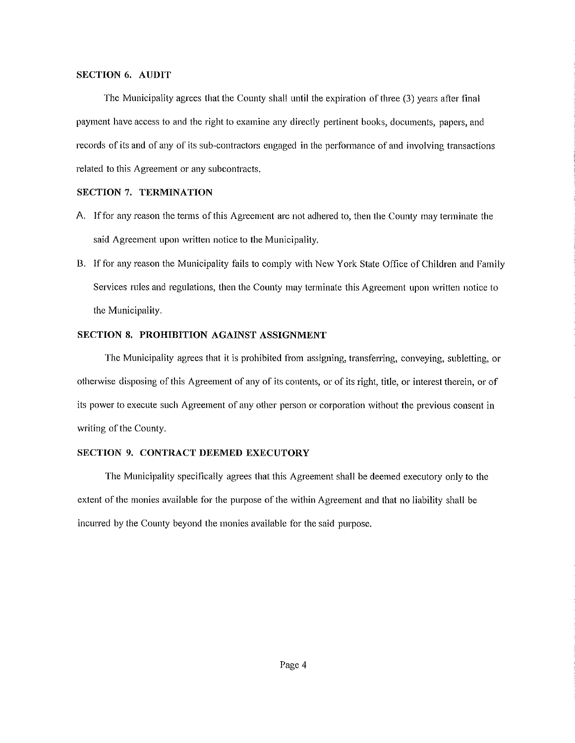**SECTION 6. AUDIT**

The Municipality agrees that the County shall until the expiration of three (3) years after final payment have access to and the right to examine any directly pertinent books, documents, papers, and records of its and of any of its sub-contractors engaged in the performance of and involving transactions related to this Agreement or any subcontracts.

**SECTION 7. TERMINATION**

A. If for any reason the terms of this Agreement are not adhered to, then the County may terminate the said Agreement upon written notice to the Municipality.

B. If for any reason the Municipality fails to comply with New York State Office of Children and Family Services rules and regulations, then the County may terminate this Agreement upon written notice to the Municipality.

**SECTION 8. PROHIBITION AGAINST ASSIGNMENT**

The Municipality agrees that it is prohibited from assigning, transferring, conveying, subletting, or otherwise disposing of this Agreement of any of its contents, or of its right, title, or interest therein, or of its power to execute such Agreement of any other person or corporation without the previous consent in writing of the County.

**SECTION 9. CONTRACT DEEMED EXECUTORY**

The Municipality specifically agrees that this Agreement shall be deemed executory only to the extent of the monies available for the purpose of the within Agreement and that no liability shall be incurred by the County beyond the monies available for the said purpose.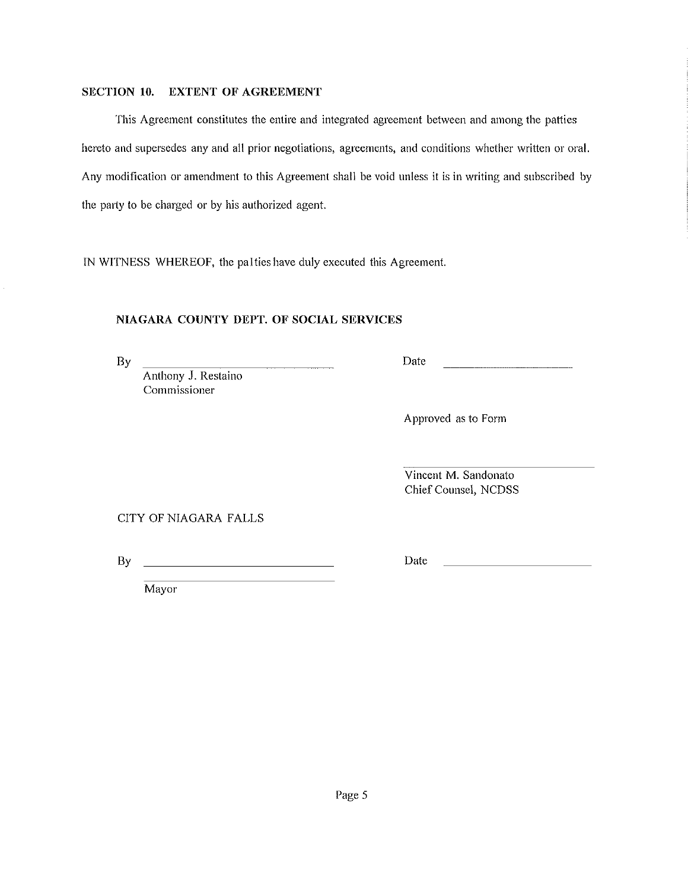### SECTION 10. EXTENT OF AGREEMENT

This Agreement constitutes the entire and integrated agreement between and among the patties hereto and supersedes any and all prior negotiations, agreements, and conditions whether written or oral. Any modification or amendment to this Agreement shall be void unless it is in writing and subscribed by the party to be charged or by his authorized agent.

IN WITNESS WHEREOF, the palties have duly executed this Agreement.

**NIAGARA COUNTY DEPT. OF SOCIAL SERVICES**

By ______________________________ Date ____________________

Anthony J. Restaino
Commissioner

Approved as to Form

______________________________
Vincent M. Sandonato
Chief Counsel, NCDSS

CITY OF NIAGARA FALLS

By ______________________________ Date ____________________

______________________________
Mayor